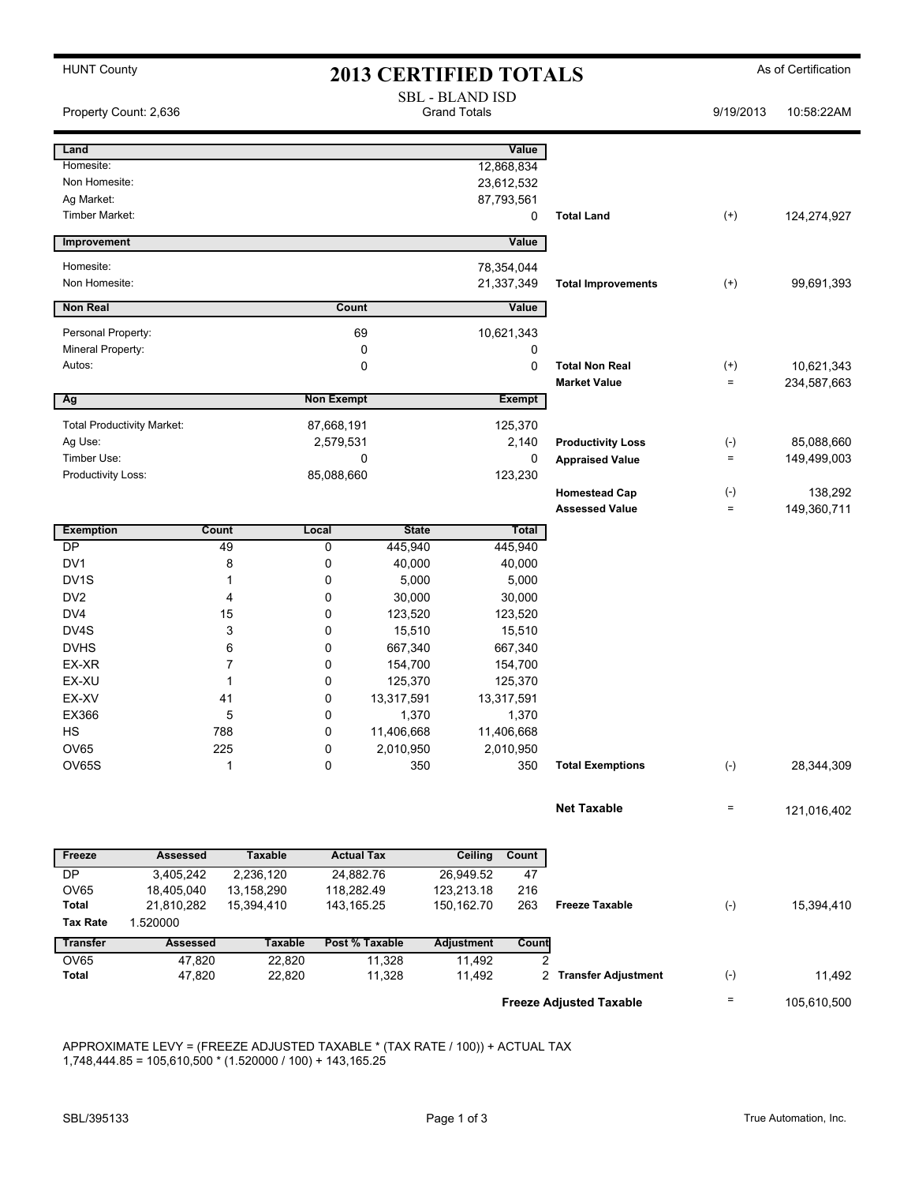HUNT County

# 2013 CERTIFIED TOTALS

As of Certification

## SBL - BLAND ISD

Grand Totals

Property Count: 2,636 | 9/19/2013 10:58:22AM

| Land | Value | | | |
|---|---|---|---|---|
| Homesite: | 12,868,834 | | | |
| Non Homesite: | 23,612,532 | | | |
| Ag Market: | 87,793,561 | | | |
| Timber Market: | 0 | **Total Land** | (+) | 124,274,927 |

| Improvement | Value | | | |
|---|---|---|---|---|
| Homesite: | 78,354,044 | | | |
| Non Homesite: | 21,337,349 | **Total Improvements** | (+) | 99,691,393 |

| Non Real | Count | Value | | | |
|---|---|---|---|---|---|
| Personal Property: | 69 | 10,621,343 | | | |
| Mineral Property: | 0 | 0 | | | |
| Autos: | 0 | 0 | **Total Non Real** | (+) | 10,621,343 |
| | | | **Market Value** | = | 234,587,663 |

| Ag | Non Exempt | Exempt | | | |
|---|---|---|---|---|---|
| Total Productivity Market: | 87,668,191 | 125,370 | | | |
| Ag Use: | 2,579,531 | 2,140 | **Productivity Loss** | (-) | 85,088,660 |
| Timber Use: | 0 | 0 | **Appraised Value** | = | 149,499,003 |
| Productivity Loss: | 85,088,660 | 123,230 | | | |
| | | | **Homestead Cap** | (-) | 138,292 |
| | | | **Assessed Value** | = | 149,360,711 |

| Exemption | Count | Local | State | Total | | | |
|---|---|---|---|---|---|---|---|
| DP | 49 | 0 | 445,940 | 445,940 | | | |
| DV1 | 8 | 0 | 40,000 | 40,000 | | | |
| DV1S | 1 | 0 | 5,000 | 5,000 | | | |
| DV2 | 4 | 0 | 30,000 | 30,000 | | | |
| DV4 | 15 | 0 | 123,520 | 123,520 | | | |
| DV4S | 3 | 0 | 15,510 | 15,510 | | | |
| DVHS | 6 | 0 | 667,340 | 667,340 | | | |
| EX-XR | 7 | 0 | 154,700 | 154,700 | | | |
| EX-XU | 1 | 0 | 125,370 | 125,370 | | | |
| EX-XV | 41 | 0 | 13,317,591 | 13,317,591 | | | |
| EX366 | 5 | 0 | 1,370 | 1,370 | | | |
| HS | 788 | 0 | 11,406,668 | 11,406,668 | | | |
| OV65 | 225 | 0 | 2,010,950 | 2,010,950 | | | |
| OV65S | 1 | 0 | 350 | 350 | **Total Exemptions** | (-) | 28,344,309 |
| | | | | | **Net Taxable** | = | 121,016,402 |

| Freeze | Assessed | Taxable | Actual Tax | Ceiling | Count | | | |
|---|---|---|---|---|---|---|---|---|
| DP | 3,405,242 | 2,236,120 | 24,882.76 | 26,949.52 | 47 | | | |
| OV65 | 18,405,040 | 13,158,290 | 118,282.49 | 123,213.18 | 216 | | | |
| **Total** | 21,810,282 | 15,394,410 | 143,165.25 | 150,162.70 | 263 | **Freeze Taxable** | (-) | 15,394,410 |
| **Tax Rate** | 1.520000 | | | | | | | |

| Transfer | Assessed | Taxable | Post % Taxable | Adjustment | Count | | | |
|---|---|---|---|---|---|---|---|---|
| OV65 | 47,820 | 22,820 | 11,328 | 11,492 | 2 | | | |
| **Total** | 47,820 | 22,820 | 11,328 | 11,492 | 2 | **Transfer Adjustment** | (-) | 11,492 |
| | | | | | | **Freeze Adjusted Taxable** | = | 105,610,500 |

APPROXIMATE LEVY = (FREEZE ADJUSTED TAXABLE * (TAX RATE / 100)) + ACTUAL TAX
1,748,444.85 = 105,610,500 * (1.520000 / 100) + 143,165.25

SBL/395133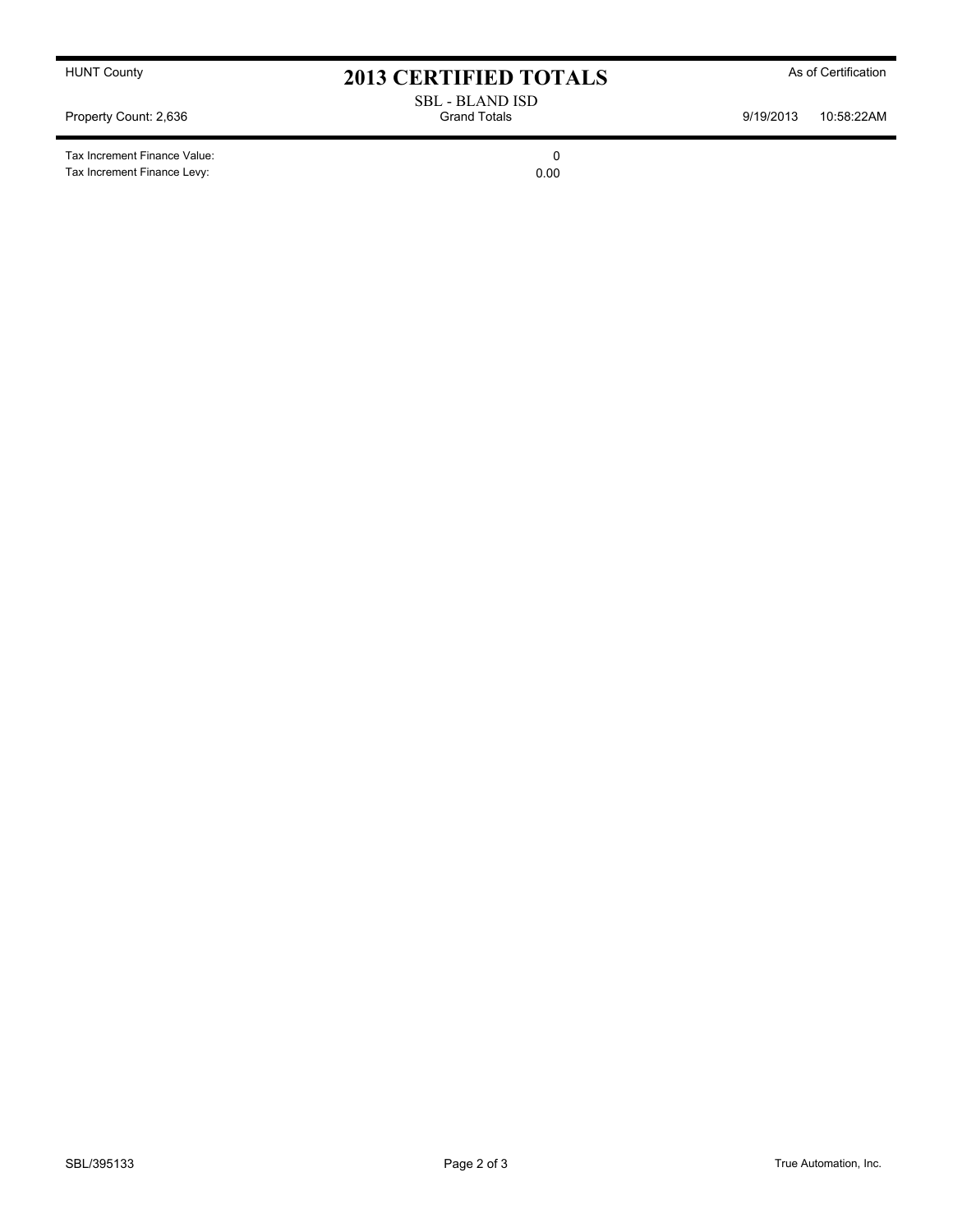| | |
|---|---|
| Tax Increment Finance Value: | 0 |
| Tax Increment Finance Levy: | 0.00 |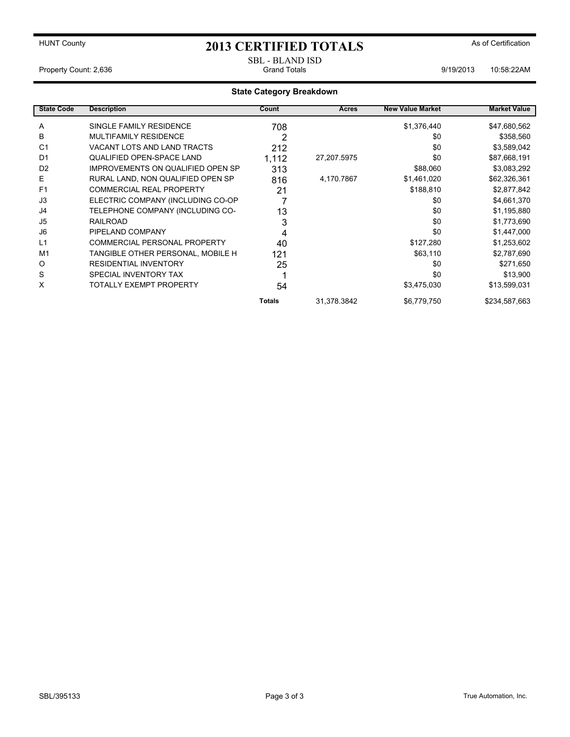HUNT County

# 2013 CERTIFIED TOTALS

As of Certification

SBL - BLAND ISD

Property Count: 2,636 | Grand Totals | 9/19/2013 10:58:22AM

## State Category Breakdown

| State Code | Description | Count | Acres | New Value Market | Market Value |
|---|---|---|---|---|---|
| A | SINGLE FAMILY RESIDENCE | 708 | | $1,376,440 | $47,680,562 |
| B | MULTIFAMILY RESIDENCE | 2 | | $0 | $358,560 |
| C1 | VACANT LOTS AND LAND TRACTS | 212 | | $0 | $3,589,042 |
| D1 | QUALIFIED OPEN-SPACE LAND | 1,112 | 27,207.5975 | $0 | $87,668,191 |
| D2 | IMPROVEMENTS ON QUALIFIED OPEN SP | 313 | | $88,060 | $3,083,292 |
| E | RURAL LAND, NON QUALIFIED OPEN SP | 816 | 4,170.7867 | $1,461,020 | $62,326,361 |
| F1 | COMMERCIAL REAL PROPERTY | 21 | | $188,810 | $2,877,842 |
| J3 | ELECTRIC COMPANY (INCLUDING CO-OP | 7 | | $0 | $4,661,370 |
| J4 | TELEPHONE COMPANY (INCLUDING CO- | 13 | | $0 | $1,195,880 |
| J5 | RAILROAD | 3 | | $0 | $1,773,690 |
| J6 | PIPELAND COMPANY | 4 | | $0 | $1,447,000 |
| L1 | COMMERCIAL PERSONAL PROPERTY | 40 | | $127,280 | $1,253,602 |
| M1 | TANGIBLE OTHER PERSONAL, MOBILE H | 121 | | $63,110 | $2,787,690 |
| O | RESIDENTIAL INVENTORY | 25 | | $0 | $271,650 |
| S | SPECIAL INVENTORY TAX | 1 | | $0 | $13,900 |
| X | TOTALLY EXEMPT PROPERTY | 54 | | $3,475,030 | $13,599,031 |
| | | **Totals** | 31,378.3842 | $6,779,750 | $234,587,663 |

SBL/395133

True Automation, Inc.